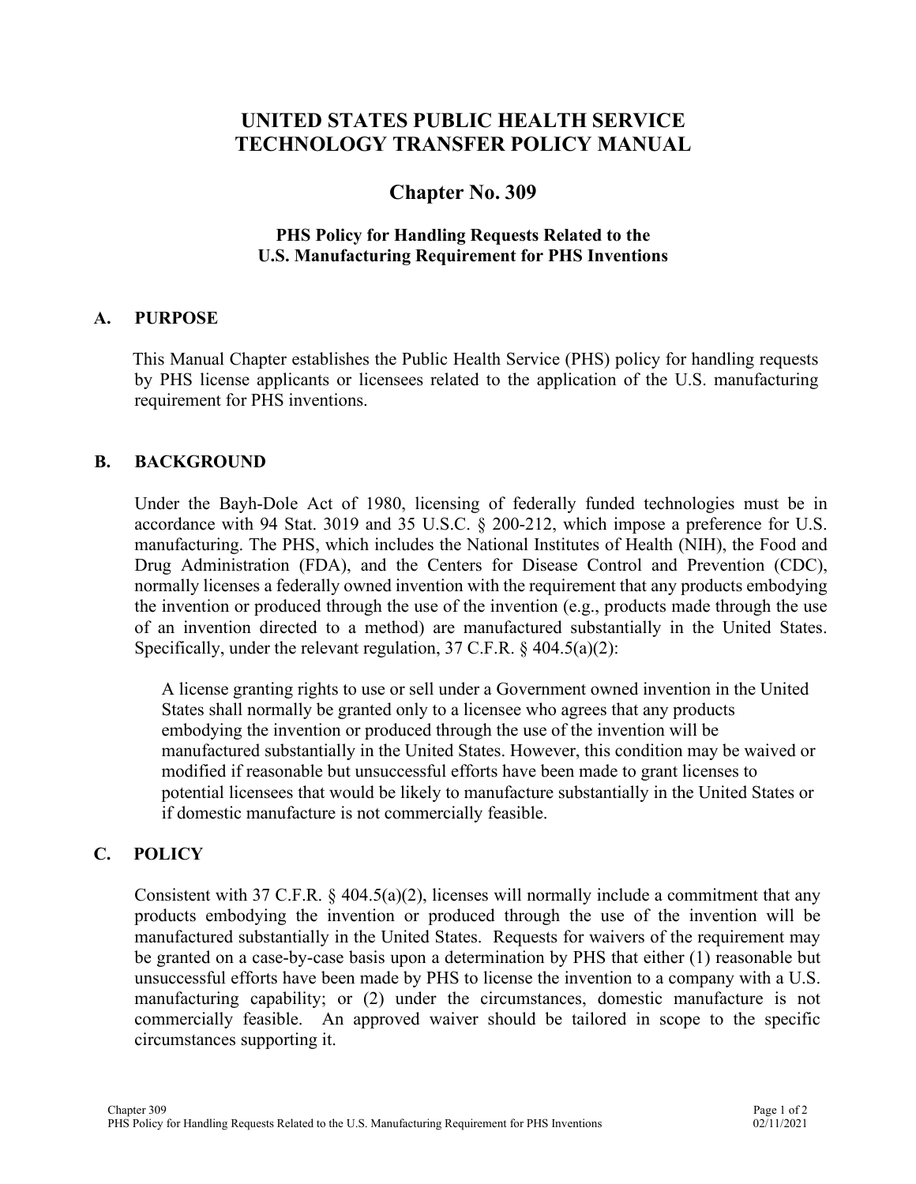# UNITED STATES PUBLIC HEALTH SERVICE TECHNOLOGY TRANSFER POLICY MANUAL

## Chapter No. 309

### PHS Policy for Handling Requests Related to the U.S. Manufacturing Requirement for PHS Inventions

## A. PURPOSE

This Manual Chapter establishes the Public Health Service (PHS) policy for handling requests by PHS license applicants or licensees related to the application of the U.S. manufacturing requirement for PHS inventions.

## B. BACKGROUND

Under the Bayh-Dole Act of 1980, licensing of federally funded technologies must be in accordance with 94 Stat. 3019 and 35 U.S.C. § 200-212, which impose a preference for U.S. manufacturing. The PHS, which includes the National Institutes of Health (NIH), the Food and Drug Administration (FDA), and the Centers for Disease Control and Prevention (CDC), normally licenses a federally owned invention with the requirement that any products embodying the invention or produced through the use of the invention (e.g., products made through the use of an invention directed to a method) are manufactured substantially in the United States. Specifically, under the relevant regulation, 37 C.F.R. § 404.5(a)(2):

> A license granting rights to use or sell under a Government owned invention in the United States shall normally be granted only to a licensee who agrees that any products embodying the invention or produced through the use of the invention will be manufactured substantially in the United States. However, this condition may be waived or modified if reasonable but unsuccessful efforts have been made to grant licenses to potential licensees that would be likely to manufacture substantially in the United States or if domestic manufacture is not commercially feasible.

## C. POLICY

Consistent with 37 C.F.R. § 404.5(a)(2), licenses will normally include a commitment that any products embodying the invention or produced through the use of the invention will be manufactured substantially in the United States. Requests for waivers of the requirement may be granted on a case-by-case basis upon a determination by PHS that either (1) reasonable but unsuccessful efforts have been made by PHS to license the invention to a company with a U.S. manufacturing capability; or (2) under the circumstances, domestic manufacture is not commercially feasible. An approved waiver should be tailored in scope to the specific circumstances supporting it.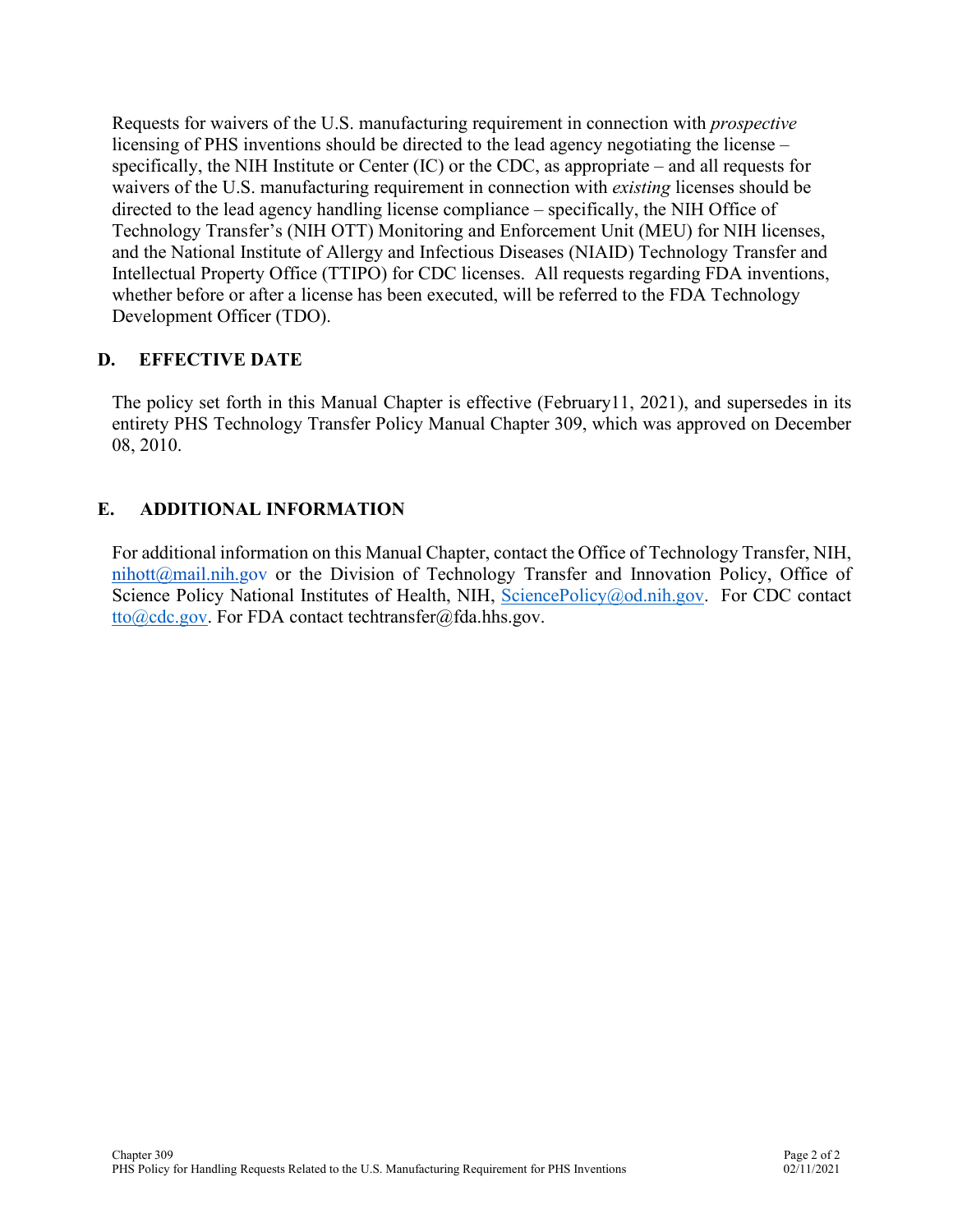Requests for waivers of the U.S. manufacturing requirement in connection with *prospective* licensing of PHS inventions should be directed to the lead agency negotiating the license – specifically, the NIH Institute or Center (IC) or the CDC, as appropriate – and all requests for waivers of the U.S. manufacturing requirement in connection with *existing* licenses should be directed to the lead agency handling license compliance – specifically, the NIH Office of Technology Transfer's (NIH OTT) Monitoring and Enforcement Unit (MEU) for NIH licenses, and the National Institute of Allergy and Infectious Diseases (NIAID) Technology Transfer and Intellectual Property Office (TTIPO) for CDC licenses. All requests regarding FDA inventions, whether before or after a license has been executed, will be referred to the FDA Technology Development Officer (TDO).

## D. EFFECTIVE DATE

The policy set forth in this Manual Chapter is effective (February11, 2021), and supersedes in its entirety PHS Technology Transfer Policy Manual Chapter 309, which was approved on December 08, 2010.

## E. ADDITIONAL INFORMATION

For additional information on this Manual Chapter, contact the Office of Technology Transfer, NIH, nihott@mail.nih.gov or the Division of Technology Transfer and Innovation Policy, Office of Science Policy National Institutes of Health, NIH, SciencePolicy@od.nih.gov. For CDC contact tto@cdc.gov. For FDA contact techtransfer@fda.hhs.gov.